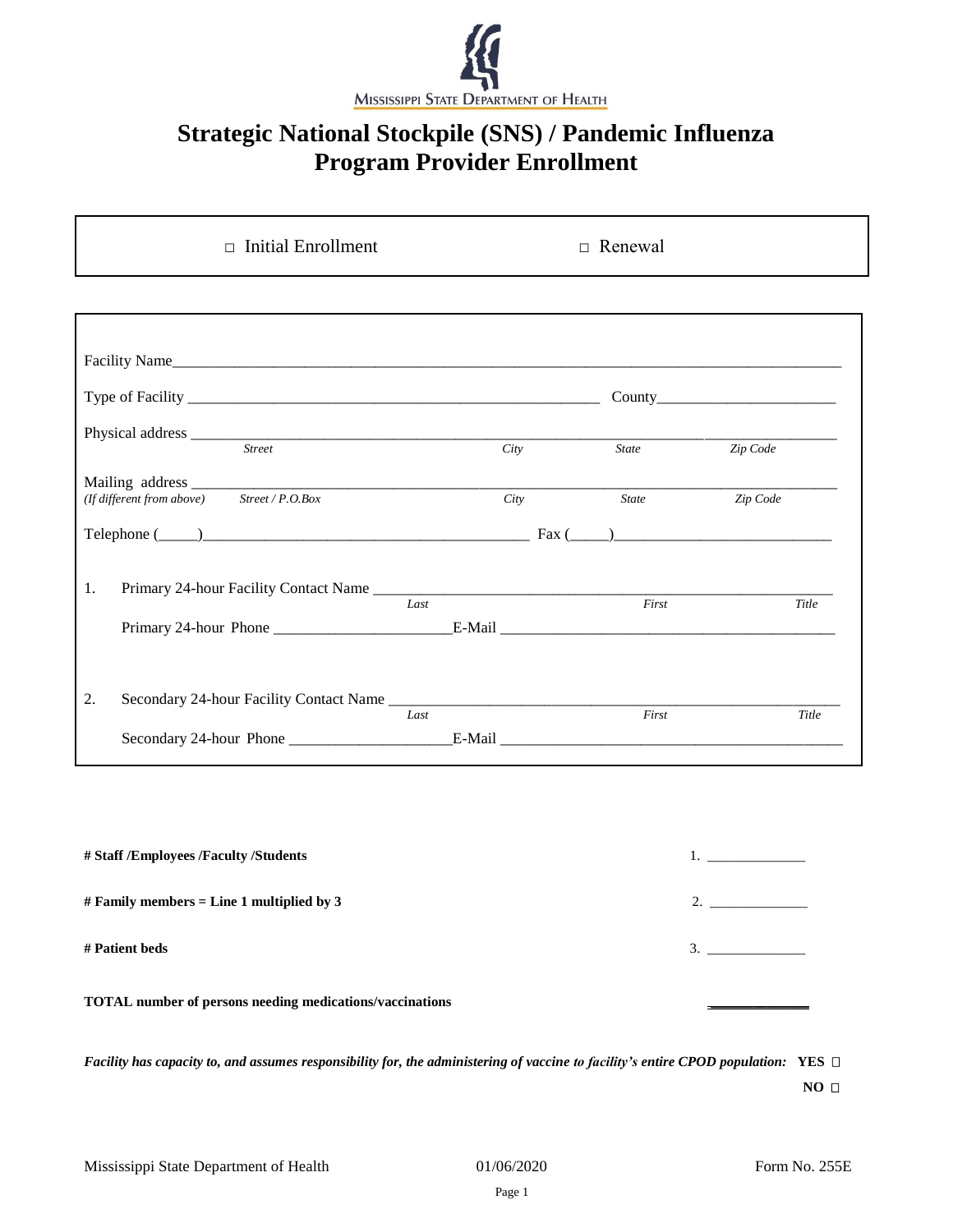Mississippi State Department of Health

# Strategic National Stockpile (SNS) / Pandemic Influenza Program Provider Enrollment

□ Initial Enrollment □ Renewal

Facility Name_______________________________________________

Type of Facility ______________________________ County________________

Physical address ______________________________________________
*Street* *City* *State* *Zip Code*

Mailing address ______________________________________________
*(If different from above)* *Street / P.O.Box* *City* *State* *Zip Code*

Telephone (_____)______________________________ Fax (_____)____________________

1. Primary 24-hour Facility Contact Name ______________________________________
   *Last* *First* *Title*

   Primary 24-hour Phone ____________________E-Mail ______________________________

2. Secondary 24-hour Facility Contact Name ______________________________________
   *Last* *First* *Title*

   Secondary 24-hour Phone ____________________E-Mail ______________________________

| | |
|---|---|
| **# Staff /Employees /Faculty /Students** | 1. ____________ |
| **# Family members = Line 1 multiplied by 3** | 2. ____________ |
| **# Patient beds** | 3. ____________ |
| **TOTAL number of persons needing medications/vaccinations** | ____________ |

***Facility has capacity to, and assumes responsibility for, the administering of vaccine to facility's entire CPOD population:*** **YES** □ **NO** □

Mississippi State Department of Health 01/06/2020 Form No. 255E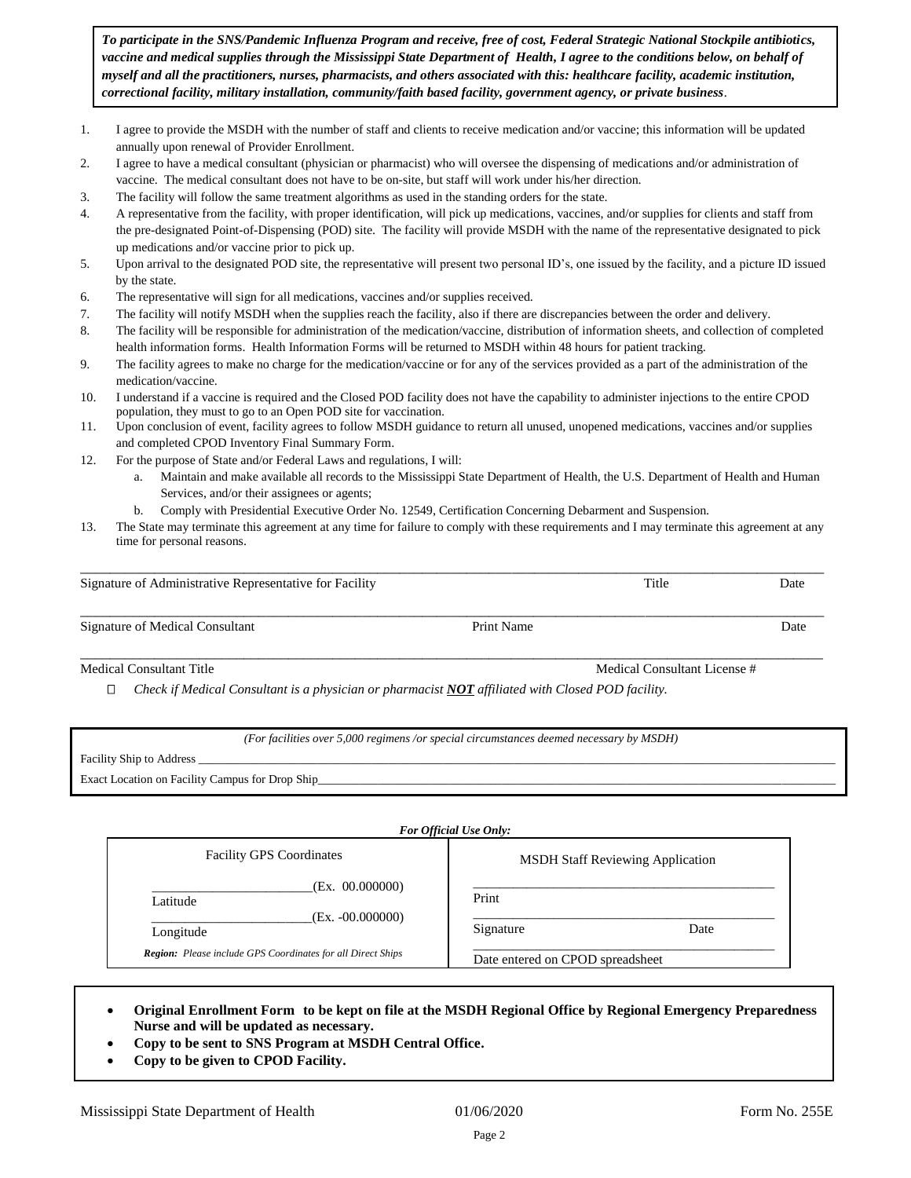***To participate in the SNS/Pandemic Influenza Program and receive, free of cost, Federal Strategic National Stockpile antibiotics, vaccine and medical supplies through the Mississippi State Department of Health, I agree to the conditions below, on behalf of myself and all the practitioners, nurses, pharmacists, and others associated with this: healthcare facility, academic institution, correctional facility, military installation, community/faith based facility, government agency, or private business*.**

1. I agree to provide the MSDH with the number of staff and clients to receive medication and/or vaccine; this information will be updated annually upon renewal of Provider Enrollment.
2. I agree to have a medical consultant (physician or pharmacist) who will oversee the dispensing of medications and/or administration of vaccine. The medical consultant does not have to be on-site, but staff will work under his/her direction.
3. The facility will follow the same treatment algorithms as used in the standing orders for the state.
4. A representative from the facility, with proper identification, will pick up medications, vaccines, and/or supplies for clients and staff from the pre-designated Point-of-Dispensing (POD) site. The facility will provide MSDH with the name of the representative designated to pick up medications and/or vaccine prior to pick up.
5. Upon arrival to the designated POD site, the representative will present two personal ID's, one issued by the facility, and a picture ID issued by the state.
6. The representative will sign for all medications, vaccines and/or supplies received.
7. The facility will notify MSDH when the supplies reach the facility, also if there are discrepancies between the order and delivery.
8. The facility will be responsible for administration of the medication/vaccine, distribution of information sheets, and collection of completed health information forms. Health Information Forms will be returned to MSDH within 48 hours for patient tracking.
9. The facility agrees to make no charge for the medication/vaccine or for any of the services provided as a part of the administration of the medication/vaccine.
10. I understand if a vaccine is required and the Closed POD facility does not have the capability to administer injections to the entire CPOD population, they must to go to an Open POD site for vaccination.
11. Upon conclusion of event, facility agrees to follow MSDH guidance to return all unused, unopened medications, vaccines and/or supplies and completed CPOD Inventory Final Summary Form.
12. For the purpose of State and/or Federal Laws and regulations, I will:
    a. Maintain and make available all records to the Mississippi State Department of Health, the U.S. Department of Health and Human Services, and/or their assignees or agents;
    b. Comply with Presidential Executive Order No. 12549, Certification Concerning Debarment and Suspension.
13. The State may terminate this agreement at any time for failure to comply with these requirements and I may terminate this agreement at any time for personal reasons.

_______________________________________________________________________________

Signature of Administrative Representative for Facility | Title | Date

_______________________________________________________________________________

Signature of Medical Consultant | Print Name | Date

_______________________________________________________________________________

Medical Consultant Title | Medical Consultant License #

☐ *Check if Medical Consultant is a physician or pharmacist **NOT** affiliated with Closed POD facility.*

*(For facilities over 5,000 regimens /or special circumstances deemed necessary by MSDH)*

Facility Ship to Address ______________________________________________

Exact Location on Facility Campus for Drop Ship______________________________

***For Official Use Only:***

| Facility GPS Coordinates | MSDH Staff Reviewing Application |
|---|---|
| ____________________(Ex. 00.000000) Latitude | ____________________ Print |
| ____________________(Ex. -00.000000) Longitude | ____________________ Signature Date |
| ***Region:*** *Please include GPS Coordinates for all Direct Ships* | ____________________ Date entered on CPOD spreadsheet |

- **Original Enrollment Form to be kept on file at the MSDH Regional Office by Regional Emergency Preparedness Nurse and will be updated as necessary.**
- **Copy to be sent to SNS Program at MSDH Central Office.**
- **Copy to be given to CPOD Facility.**

Mississippi State Department of Health 01/06/2020 Form No. 255E